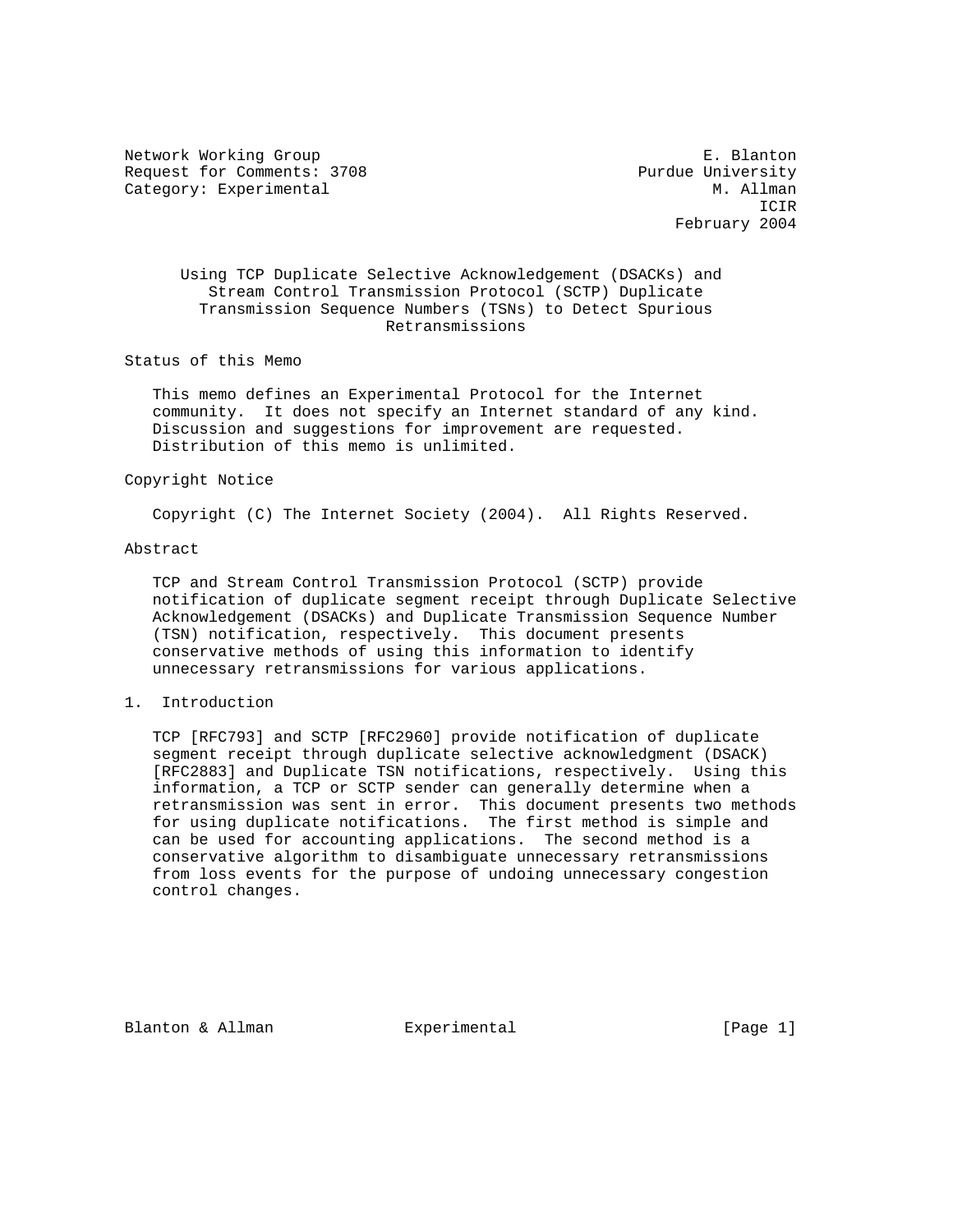Network Working Group E. Blanton
Request for Comments: 3708 Purdue University
Category: Experimental M. Allman
ICIR
February 2004

# Using TCP Duplicate Selective Acknowledgement (DSACKs) and Stream Control Transmission Protocol (SCTP) Duplicate Transmission Sequence Numbers (TSNs) to Detect Spurious Retransmissions

## Status of this Memo

This memo defines an Experimental Protocol for the Internet community. It does not specify an Internet standard of any kind. Discussion and suggestions for improvement are requested. Distribution of this memo is unlimited.

## Copyright Notice

Copyright (C) The Internet Society (2004). All Rights Reserved.

## Abstract

TCP and Stream Control Transmission Protocol (SCTP) provide notification of duplicate segment receipt through Duplicate Selective Acknowledgement (DSACKs) and Duplicate Transmission Sequence Number (TSN) notification, respectively. This document presents conservative methods of using this information to identify unnecessary retransmissions for various applications.

## 1. Introduction

TCP [RFC793] and SCTP [RFC2960] provide notification of duplicate segment receipt through duplicate selective acknowledgment (DSACK) [RFC2883] and Duplicate TSN notifications, respectively. Using this information, a TCP or SCTP sender can generally determine when a retransmission was sent in error. This document presents two methods for using duplicate notifications. The first method is simple and can be used for accounting applications. The second method is a conservative algorithm to disambiguate unnecessary retransmissions from loss events for the purpose of undoing unnecessary congestion control changes.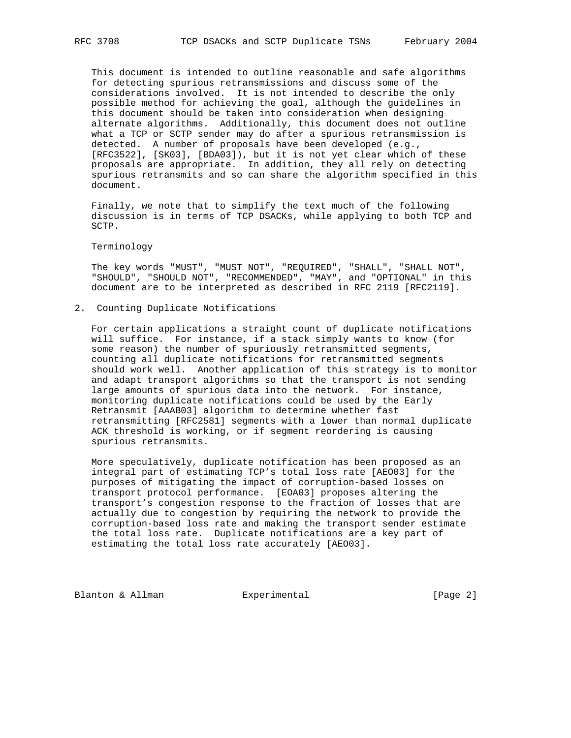This document is intended to outline reasonable and safe algorithms for detecting spurious retransmissions and discuss some of the considerations involved. It is not intended to describe the only possible method for achieving the goal, although the guidelines in this document should be taken into consideration when designing alternate algorithms. Additionally, this document does not outline what a TCP or SCTP sender may do after a spurious retransmission is detected. A number of proposals have been developed (e.g., [RFC3522], [SK03], [BDA03]), but it is not yet clear which of these proposals are appropriate. In addition, they all rely on detecting spurious retransmits and so can share the algorithm specified in this document.

Finally, we note that to simplify the text much of the following discussion is in terms of TCP DSACKs, while applying to both TCP and SCTP.

Terminology

The key words "MUST", "MUST NOT", "REQUIRED", "SHALL", "SHALL NOT", "SHOULD", "SHOULD NOT", "RECOMMENDED", "MAY", and "OPTIONAL" in this document are to be interpreted as described in RFC 2119 [RFC2119].

## 2. Counting Duplicate Notifications

For certain applications a straight count of duplicate notifications will suffice. For instance, if a stack simply wants to know (for some reason) the number of spuriously retransmitted segments, counting all duplicate notifications for retransmitted segments should work well. Another application of this strategy is to monitor and adapt transport algorithms so that the transport is not sending large amounts of spurious data into the network. For instance, monitoring duplicate notifications could be used by the Early Retransmit [AAAB03] algorithm to determine whether fast retransmitting [RFC2581] segments with a lower than normal duplicate ACK threshold is working, or if segment reordering is causing spurious retransmits.

More speculatively, duplicate notification has been proposed as an integral part of estimating TCP's total loss rate [AEO03] for the purposes of mitigating the impact of corruption-based losses on transport protocol performance. [EOA03] proposes altering the transport's congestion response to the fraction of losses that are actually due to congestion by requiring the network to provide the corruption-based loss rate and making the transport sender estimate the total loss rate. Duplicate notifications are a key part of estimating the total loss rate accurately [AEO03].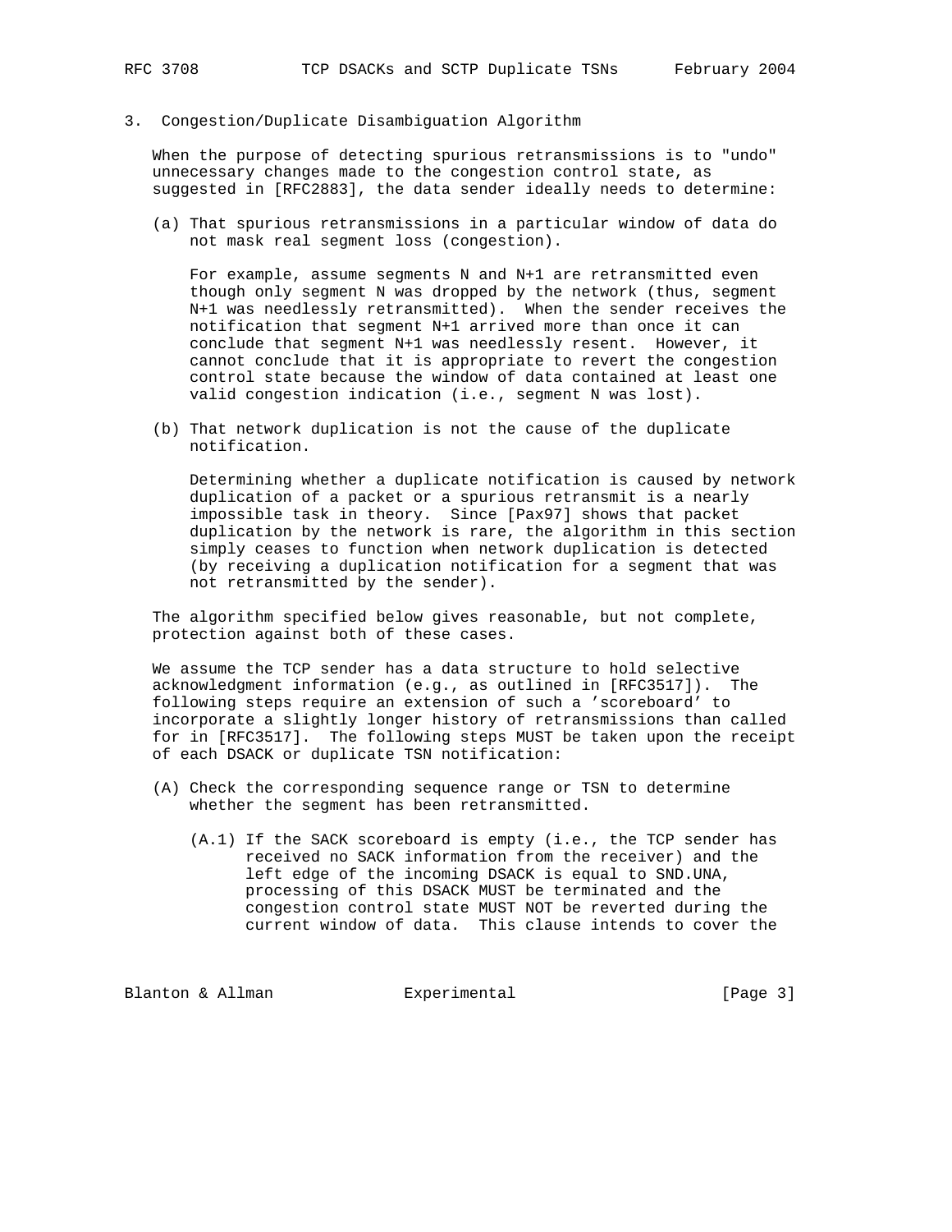## 3. Congestion/Duplicate Disambiguation Algorithm

When the purpose of detecting spurious retransmissions is to "undo" unnecessary changes made to the congestion control state, as suggested in [RFC2883], the data sender ideally needs to determine:

(a) That spurious retransmissions in a particular window of data do not mask real segment loss (congestion).

For example, assume segments N and N+1 are retransmitted even though only segment N was dropped by the network (thus, segment N+1 was needlessly retransmitted). When the sender receives the notification that segment N+1 arrived more than once it can conclude that segment N+1 was needlessly resent. However, it cannot conclude that it is appropriate to revert the congestion control state because the window of data contained at least one valid congestion indication (i.e., segment N was lost).

(b) That network duplication is not the cause of the duplicate notification.

Determining whether a duplicate notification is caused by network duplication of a packet or a spurious retransmit is a nearly impossible task in theory. Since [Pax97] shows that packet duplication by the network is rare, the algorithm in this section simply ceases to function when network duplication is detected (by receiving a duplication notification for a segment that was not retransmitted by the sender).

The algorithm specified below gives reasonable, but not complete, protection against both of these cases.

We assume the TCP sender has a data structure to hold selective acknowledgment information (e.g., as outlined in [RFC3517]). The following steps require an extension of such a 'scoreboard' to incorporate a slightly longer history of retransmissions than called for in [RFC3517]. The following steps MUST be taken upon the receipt of each DSACK or duplicate TSN notification:

(A) Check the corresponding sequence range or TSN to determine whether the segment has been retransmitted.

(A.1) If the SACK scoreboard is empty (i.e., the TCP sender has received no SACK information from the receiver) and the left edge of the incoming DSACK is equal to SND.UNA, processing of this DSACK MUST be terminated and the congestion control state MUST NOT be reverted during the current window of data. This clause intends to cover the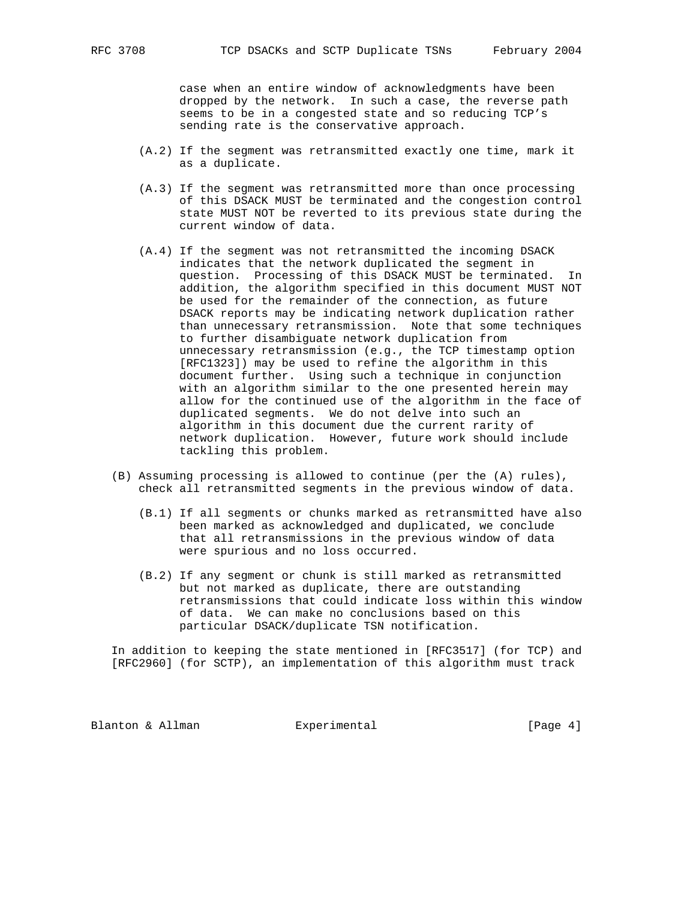case when an entire window of acknowledgments have been dropped by the network. In such a case, the reverse path seems to be in a congested state and so reducing TCP's sending rate is the conservative approach.

(A.2) If the segment was retransmitted exactly one time, mark it as a duplicate.

(A.3) If the segment was retransmitted more than once processing of this DSACK MUST be terminated and the congestion control state MUST NOT be reverted to its previous state during the current window of data.

(A.4) If the segment was not retransmitted the incoming DSACK indicates that the network duplicated the segment in question. Processing of this DSACK MUST be terminated. In addition, the algorithm specified in this document MUST NOT be used for the remainder of the connection, as future DSACK reports may be indicating network duplication rather than unnecessary retransmission. Note that some techniques to further disambiguate network duplication from unnecessary retransmission (e.g., the TCP timestamp option [RFC1323]) may be used to refine the algorithm in this document further. Using such a technique in conjunction with an algorithm similar to the one presented herein may allow for the continued use of the algorithm in the face of duplicated segments. We do not delve into such an algorithm in this document due the current rarity of network duplication. However, future work should include tackling this problem.

(B) Assuming processing is allowed to continue (per the (A) rules), check all retransmitted segments in the previous window of data.

(B.1) If all segments or chunks marked as retransmitted have also been marked as acknowledged and duplicated, we conclude that all retransmissions in the previous window of data were spurious and no loss occurred.

(B.2) If any segment or chunk is still marked as retransmitted but not marked as duplicate, there are outstanding retransmissions that could indicate loss within this window of data. We can make no conclusions based on this particular DSACK/duplicate TSN notification.

In addition to keeping the state mentioned in [RFC3517] (for TCP) and [RFC2960] (for SCTP), an implementation of this algorithm must track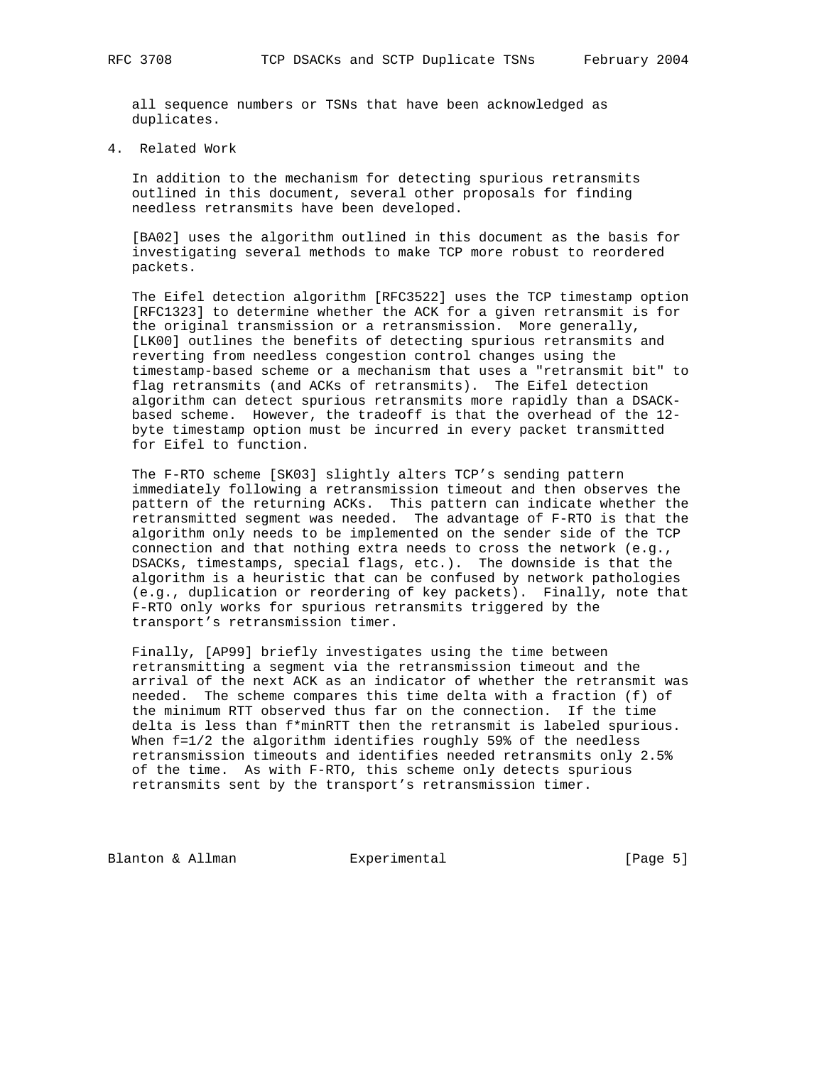all sequence numbers or TSNs that have been acknowledged as duplicates.

## 4. Related Work

In addition to the mechanism for detecting spurious retransmits outlined in this document, several other proposals for finding needless retransmits have been developed.

[BA02] uses the algorithm outlined in this document as the basis for investigating several methods to make TCP more robust to reordered packets.

The Eifel detection algorithm [RFC3522] uses the TCP timestamp option [RFC1323] to determine whether the ACK for a given retransmit is for the original transmission or a retransmission. More generally, [LK00] outlines the benefits of detecting spurious retransmits and reverting from needless congestion control changes using the timestamp-based scheme or a mechanism that uses a "retransmit bit" to flag retransmits (and ACKs of retransmits). The Eifel detection algorithm can detect spurious retransmits more rapidly than a DSACK-based scheme. However, the tradeoff is that the overhead of the 12-byte timestamp option must be incurred in every packet transmitted for Eifel to function.

The F-RTO scheme [SK03] slightly alters TCP's sending pattern immediately following a retransmission timeout and then observes the pattern of the returning ACKs. This pattern can indicate whether the retransmitted segment was needed. The advantage of F-RTO is that the algorithm only needs to be implemented on the sender side of the TCP connection and that nothing extra needs to cross the network (e.g., DSACKs, timestamps, special flags, etc.). The downside is that the algorithm is a heuristic that can be confused by network pathologies (e.g., duplication or reordering of key packets). Finally, note that F-RTO only works for spurious retransmits triggered by the transport's retransmission timer.

Finally, [AP99] briefly investigates using the time between retransmitting a segment via the retransmission timeout and the arrival of the next ACK as an indicator of whether the retransmit was needed. The scheme compares this time delta with a fraction (f) of the minimum RTT observed thus far on the connection. If the time delta is less than f*minRTT then the retransmit is labeled spurious. When f=1/2 the algorithm identifies roughly 59% of the needless retransmission timeouts and identifies needed retransmits only 2.5% of the time. As with F-RTO, this scheme only detects spurious retransmits sent by the transport's retransmission timer.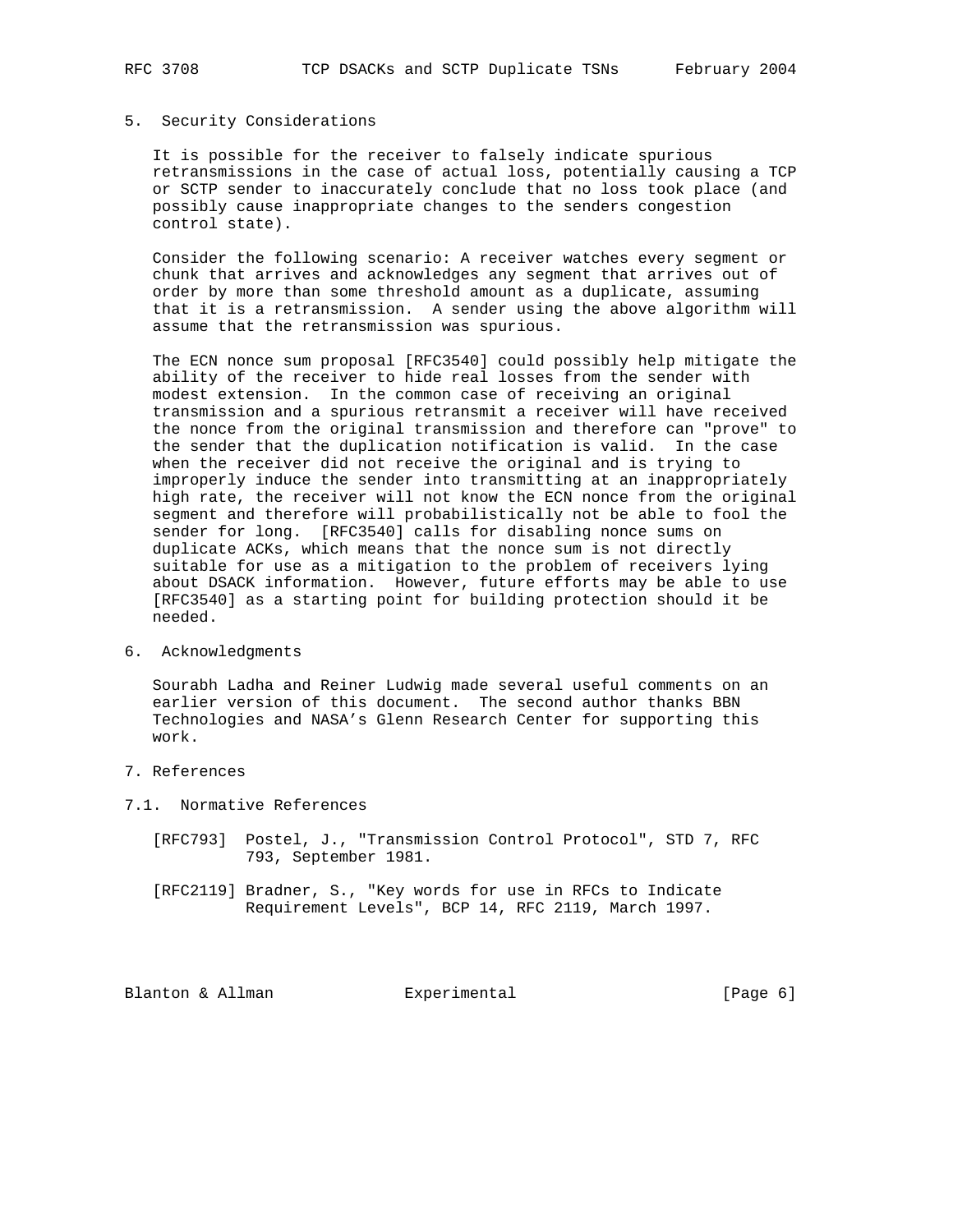## 5. Security Considerations

It is possible for the receiver to falsely indicate spurious retransmissions in the case of actual loss, potentially causing a TCP or SCTP sender to inaccurately conclude that no loss took place (and possibly cause inappropriate changes to the senders congestion control state).

Consider the following scenario: A receiver watches every segment or chunk that arrives and acknowledges any segment that arrives out of order by more than some threshold amount as a duplicate, assuming that it is a retransmission. A sender using the above algorithm will assume that the retransmission was spurious.

The ECN nonce sum proposal [RFC3540] could possibly help mitigate the ability of the receiver to hide real losses from the sender with modest extension. In the common case of receiving an original transmission and a spurious retransmit a receiver will have received the nonce from the original transmission and therefore can "prove" to the sender that the duplication notification is valid. In the case when the receiver did not receive the original and is trying to improperly induce the sender into transmitting at an inappropriately high rate, the receiver will not know the ECN nonce from the original segment and therefore will probabilistically not be able to fool the sender for long. [RFC3540] calls for disabling nonce sums on duplicate ACKs, which means that the nonce sum is not directly suitable for use as a mitigation to the problem of receivers lying about DSACK information. However, future efforts may be able to use [RFC3540] as a starting point for building protection should it be needed.

## 6. Acknowledgments

Sourabh Ladha and Reiner Ludwig made several useful comments on an earlier version of this document. The second author thanks BBN Technologies and NASA's Glenn Research Center for supporting this work.

## 7. References

### 7.1. Normative References

[RFC793] Postel, J., "Transmission Control Protocol", STD 7, RFC 793, September 1981.

[RFC2119] Bradner, S., "Key words for use in RFCs to Indicate Requirement Levels", BCP 14, RFC 2119, March 1997.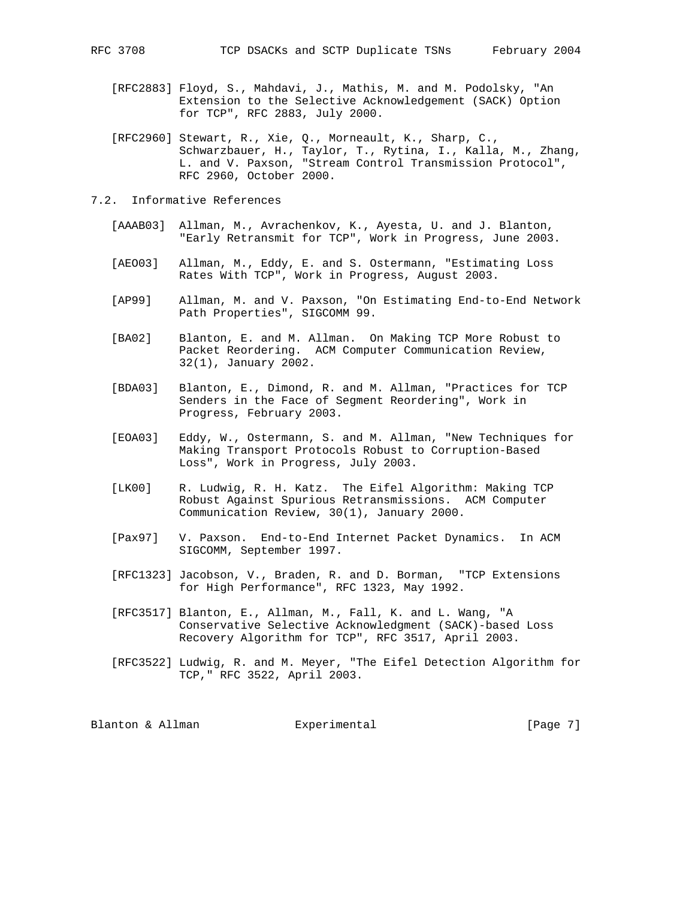[RFC2883] Floyd, S., Mahdavi, J., Mathis, M. and M. Podolsky, "An Extension to the Selective Acknowledgement (SACK) Option for TCP", RFC 2883, July 2000.

[RFC2960] Stewart, R., Xie, Q., Morneault, K., Sharp, C., Schwarzbauer, H., Taylor, T., Rytina, I., Kalla, M., Zhang, L. and V. Paxson, "Stream Control Transmission Protocol", RFC 2960, October 2000.

## 7.2. Informative References

[AAAB03] Allman, M., Avrachenkov, K., Ayesta, U. and J. Blanton, "Early Retransmit for TCP", Work in Progress, June 2003.

[AEO03] Allman, M., Eddy, E. and S. Ostermann, "Estimating Loss Rates With TCP", Work in Progress, August 2003.

[AP99] Allman, M. and V. Paxson, "On Estimating End-to-End Network Path Properties", SIGCOMM 99.

[BA02] Blanton, E. and M. Allman. On Making TCP More Robust to Packet Reordering. ACM Computer Communication Review, 32(1), January 2002.

[BDA03] Blanton, E., Dimond, R. and M. Allman, "Practices for TCP Senders in the Face of Segment Reordering", Work in Progress, February 2003.

[EOA03] Eddy, W., Ostermann, S. and M. Allman, "New Techniques for Making Transport Protocols Robust to Corruption-Based Loss", Work in Progress, July 2003.

[LK00] R. Ludwig, R. H. Katz. The Eifel Algorithm: Making TCP Robust Against Spurious Retransmissions. ACM Computer Communication Review, 30(1), January 2000.

[Pax97] V. Paxson. End-to-End Internet Packet Dynamics. In ACM SIGCOMM, September 1997.

[RFC1323] Jacobson, V., Braden, R. and D. Borman, "TCP Extensions for High Performance", RFC 1323, May 1992.

[RFC3517] Blanton, E., Allman, M., Fall, K. and L. Wang, "A Conservative Selective Acknowledgment (SACK)-based Loss Recovery Algorithm for TCP", RFC 3517, April 2003.

[RFC3522] Ludwig, R. and M. Meyer, "The Eifel Detection Algorithm for TCP," RFC 3522, April 2003.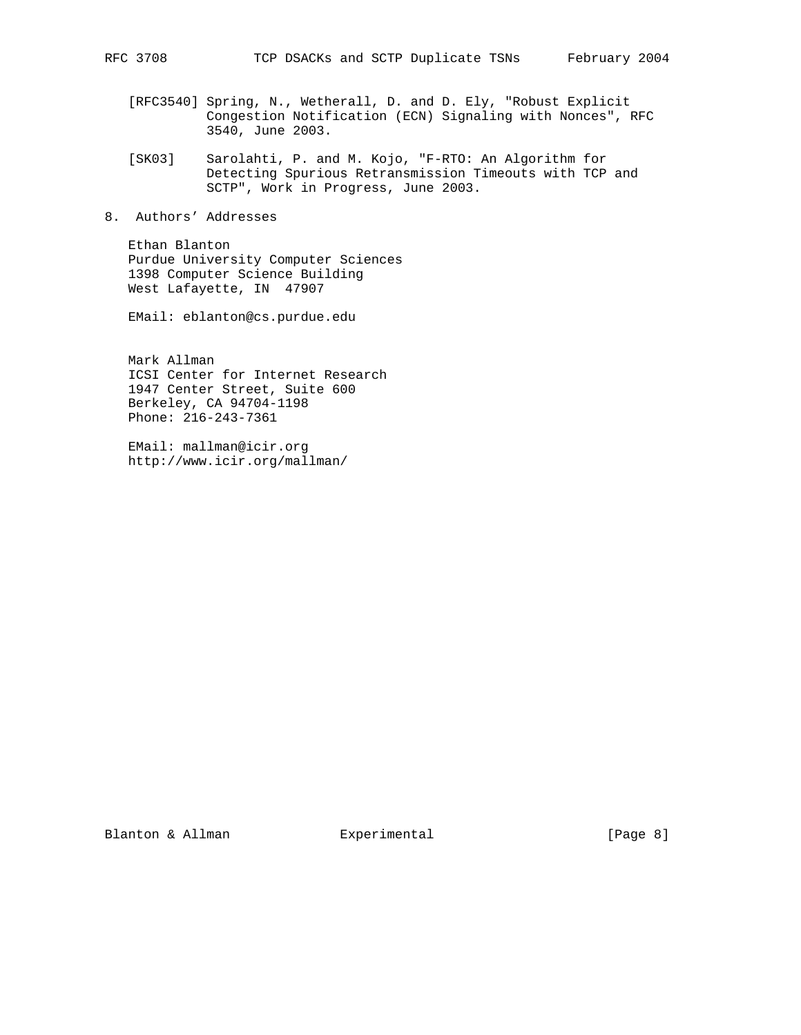[RFC3540] Spring, N., Wetherall, D. and D. Ely, "Robust Explicit Congestion Notification (ECN) Signaling with Nonces", RFC 3540, June 2003.

[SK03] Sarolahti, P. and M. Kojo, "F-RTO: An Algorithm for Detecting Spurious Retransmission Timeouts with TCP and SCTP", Work in Progress, June 2003.

## 8. Authors' Addresses

Ethan Blanton
Purdue University Computer Sciences
1398 Computer Science Building
West Lafayette, IN 47907

EMail: eblanton@cs.purdue.edu

Mark Allman
ICSI Center for Internet Research
1947 Center Street, Suite 600
Berkeley, CA 94704-1198
Phone: 216-243-7361

EMail: mallman@icir.org
http://www.icir.org/mallman/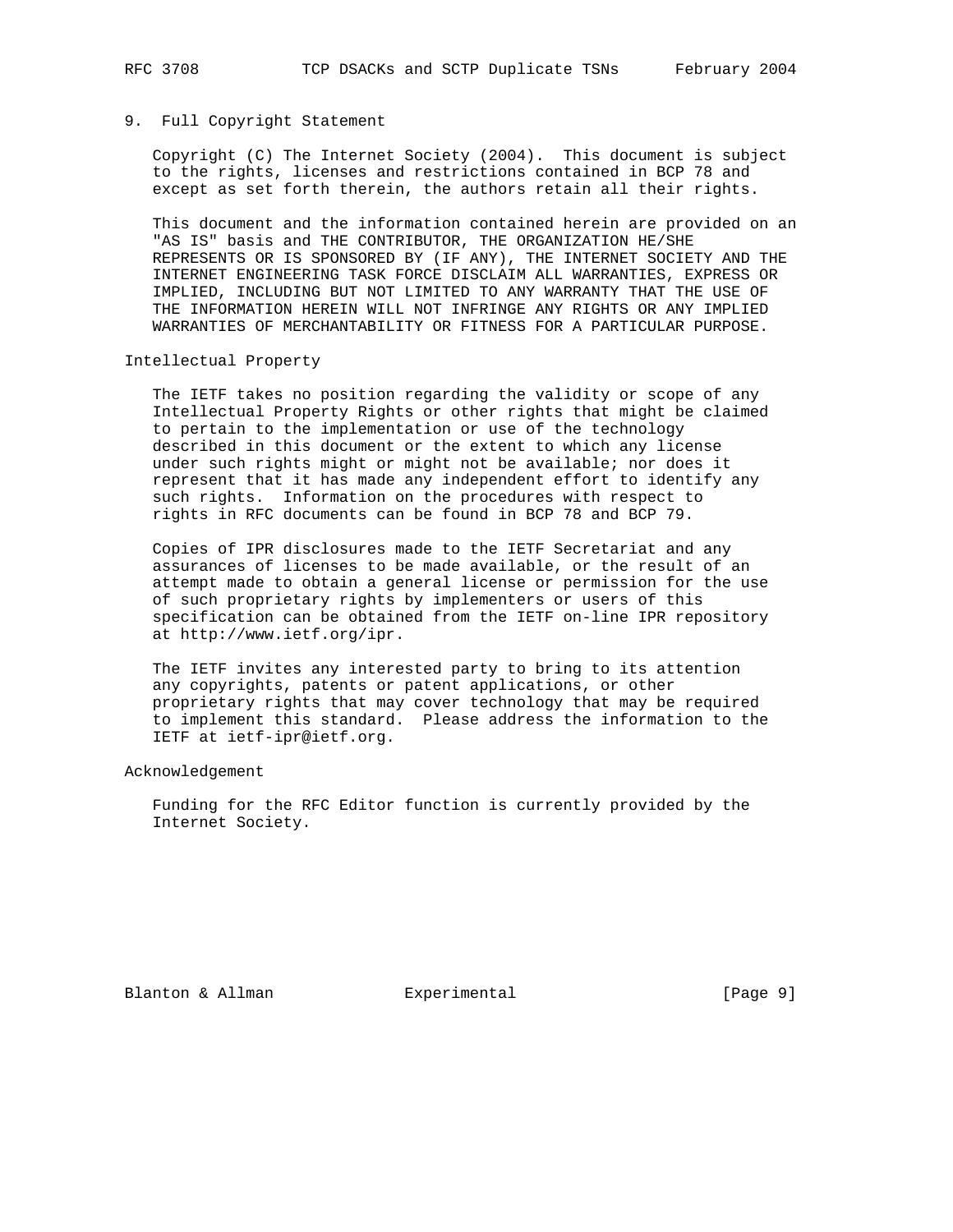## 9. Full Copyright Statement

Copyright (C) The Internet Society (2004). This document is subject to the rights, licenses and restrictions contained in BCP 78 and except as set forth therein, the authors retain all their rights.

This document and the information contained herein are provided on an "AS IS" basis and THE CONTRIBUTOR, THE ORGANIZATION HE/SHE REPRESENTS OR IS SPONSORED BY (IF ANY), THE INTERNET SOCIETY AND THE INTERNET ENGINEERING TASK FORCE DISCLAIM ALL WARRANTIES, EXPRESS OR IMPLIED, INCLUDING BUT NOT LIMITED TO ANY WARRANTY THAT THE USE OF THE INFORMATION HEREIN WILL NOT INFRINGE ANY RIGHTS OR ANY IMPLIED WARRANTIES OF MERCHANTABILITY OR FITNESS FOR A PARTICULAR PURPOSE.

### Intellectual Property

The IETF takes no position regarding the validity or scope of any Intellectual Property Rights or other rights that might be claimed to pertain to the implementation or use of the technology described in this document or the extent to which any license under such rights might or might not be available; nor does it represent that it has made any independent effort to identify any such rights. Information on the procedures with respect to rights in RFC documents can be found in BCP 78 and BCP 79.

Copies of IPR disclosures made to the IETF Secretariat and any assurances of licenses to be made available, or the result of an attempt made to obtain a general license or permission for the use of such proprietary rights by implementers or users of this specification can be obtained from the IETF on-line IPR repository at http://www.ietf.org/ipr.

The IETF invites any interested party to bring to its attention any copyrights, patents or patent applications, or other proprietary rights that may cover technology that may be required to implement this standard. Please address the information to the IETF at ietf-ipr@ietf.org.

### Acknowledgement

Funding for the RFC Editor function is currently provided by the Internet Society.